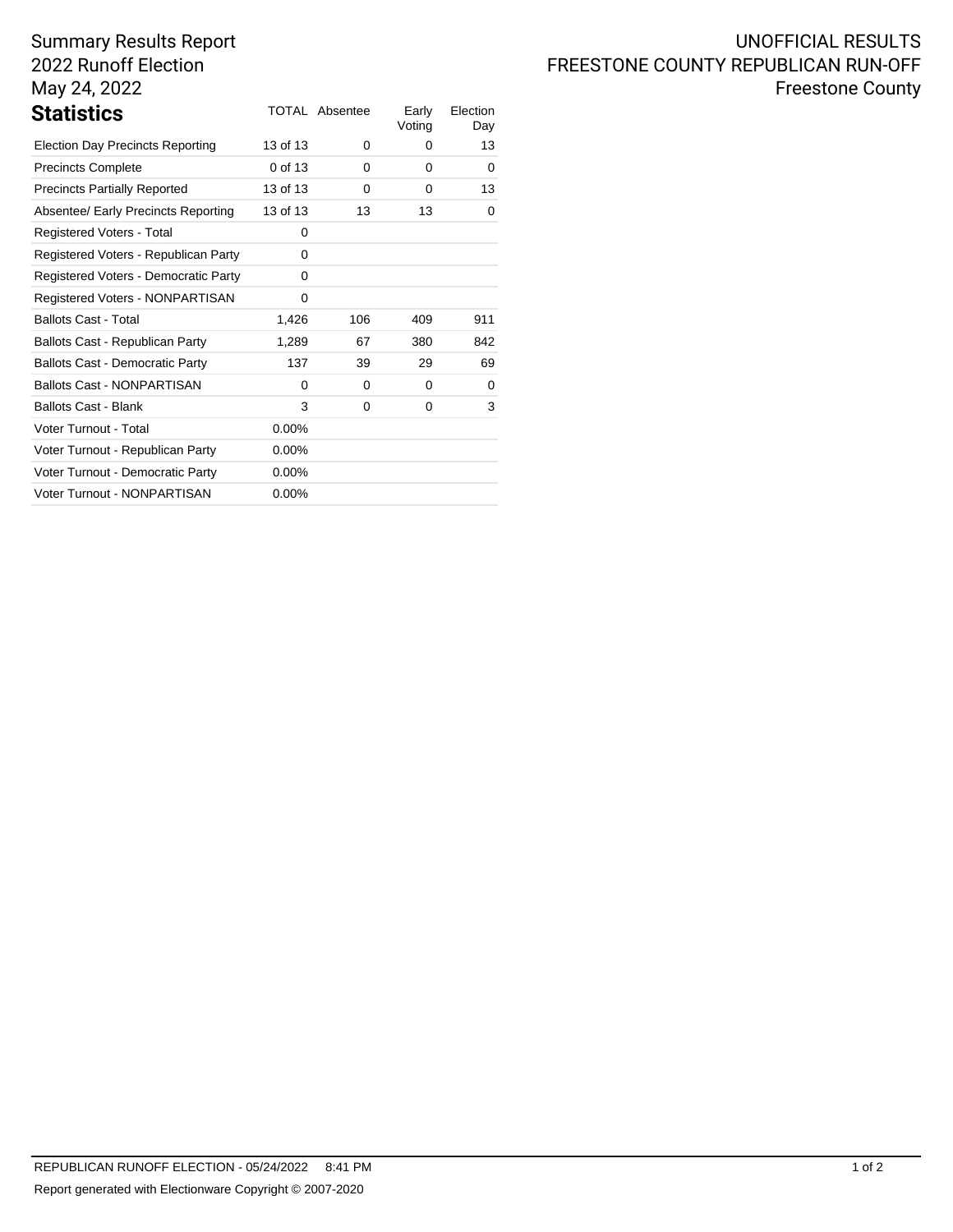Summary Results Report
2022 Runoff Election
May 24, 2022

UNOFFICIAL RESULTS
FREESTONE COUNTY REPUBLICAN RUN-OFF
Freestone County

## Statistics

| | TOTAL | Absentee | Early Voting | Election Day |
|---|---|---|---|---|
| Election Day Precincts Reporting | 13 of 13 | 0 | 0 | 13 |
| Precincts Complete | 0 of 13 | 0 | 0 | 0 |
| Precincts Partially Reported | 13 of 13 | 0 | 0 | 13 |
| Absentee/ Early Precincts Reporting | 13 of 13 | 13 | 13 | 0 |
| Registered Voters - Total | 0 | | | |
| Registered Voters - Republican Party | 0 | | | |
| Registered Voters - Democratic Party | 0 | | | |
| Registered Voters - NONPARTISAN | 0 | | | |
| Ballots Cast - Total | 1,426 | 106 | 409 | 911 |
| Ballots Cast - Republican Party | 1,289 | 67 | 380 | 842 |
| Ballots Cast - Democratic Party | 137 | 39 | 29 | 69 |
| Ballots Cast - NONPARTISAN | 0 | 0 | 0 | 0 |
| Ballots Cast - Blank | 3 | 0 | 0 | 3 |
| Voter Turnout - Total | 0.00% | | | |
| Voter Turnout - Republican Party | 0.00% | | | |
| Voter Turnout - Democratic Party | 0.00% | | | |
| Voter Turnout - NONPARTISAN | 0.00% | | | |

REPUBLICAN RUNOFF ELECTION - 05/24/2022 8:41 PM

Report generated with Electionware Copyright © 2007-2020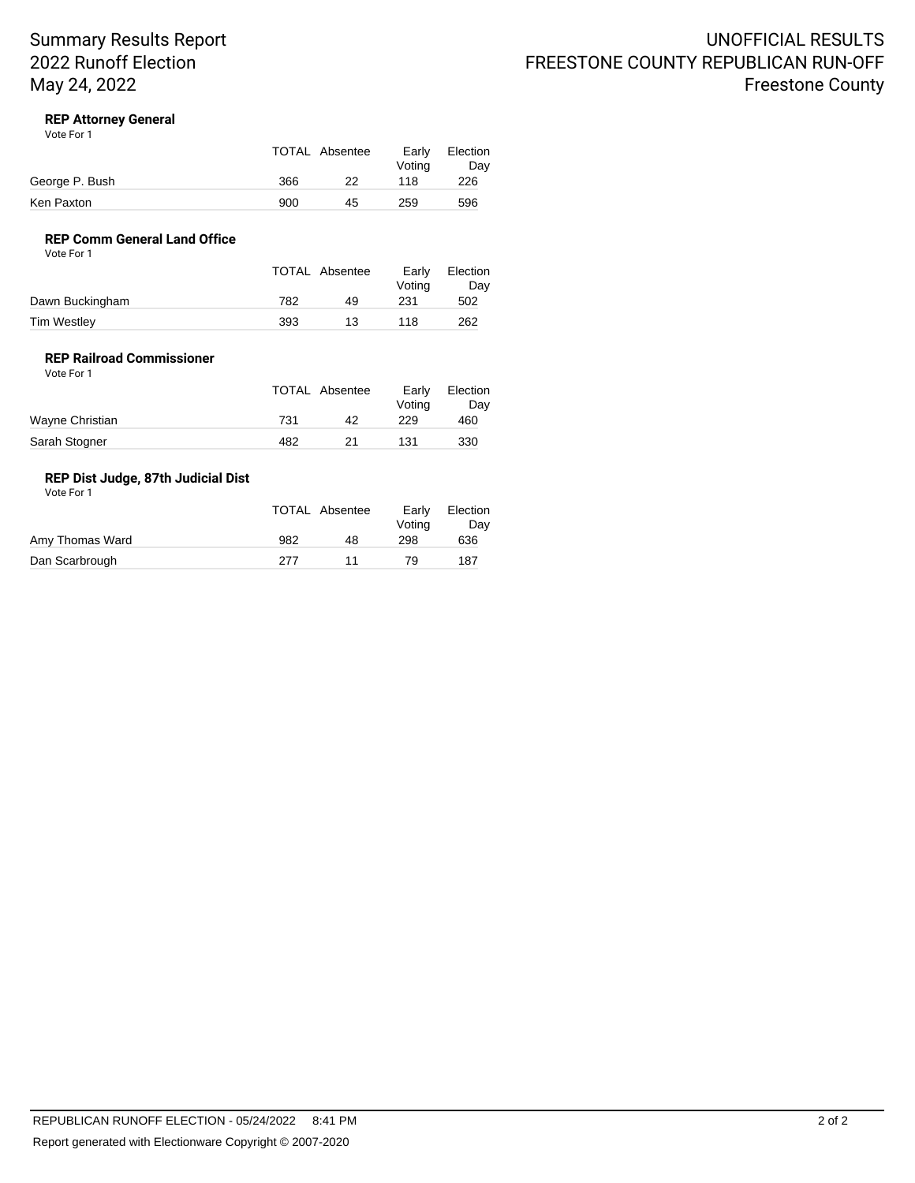Summary Results Report
2022 Runoff Election
May 24, 2022

UNOFFICIAL RESULTS
FREESTONE COUNTY REPUBLICAN RUN-OFF
Freestone County

### REP Attorney General

Vote For 1

| | TOTAL | Absentee | Early Voting | Election Day |
|---|---|---|---|---|
| George P. Bush | 366 | 22 | 118 | 226 |
| Ken Paxton | 900 | 45 | 259 | 596 |

### REP Comm General Land Office

Vote For 1

| | TOTAL | Absentee | Early Voting | Election Day |
|---|---|---|---|---|
| Dawn Buckingham | 782 | 49 | 231 | 502 |
| Tim Westley | 393 | 13 | 118 | 262 |

### REP Railroad Commissioner

Vote For 1

| | TOTAL | Absentee | Early Voting | Election Day |
|---|---|---|---|---|
| Wayne Christian | 731 | 42 | 229 | 460 |
| Sarah Stogner | 482 | 21 | 131 | 330 |

### REP Dist Judge, 87th Judicial Dist

Vote For 1

| | TOTAL | Absentee | Early Voting | Election Day |
|---|---|---|---|---|
| Amy Thomas Ward | 982 | 48 | 298 | 636 |
| Dan Scarbrough | 277 | 11 | 79 | 187 |

REPUBLICAN RUNOFF ELECTION - 05/24/2022 8:41 PM

Report generated with Electionware Copyright © 2007-2020